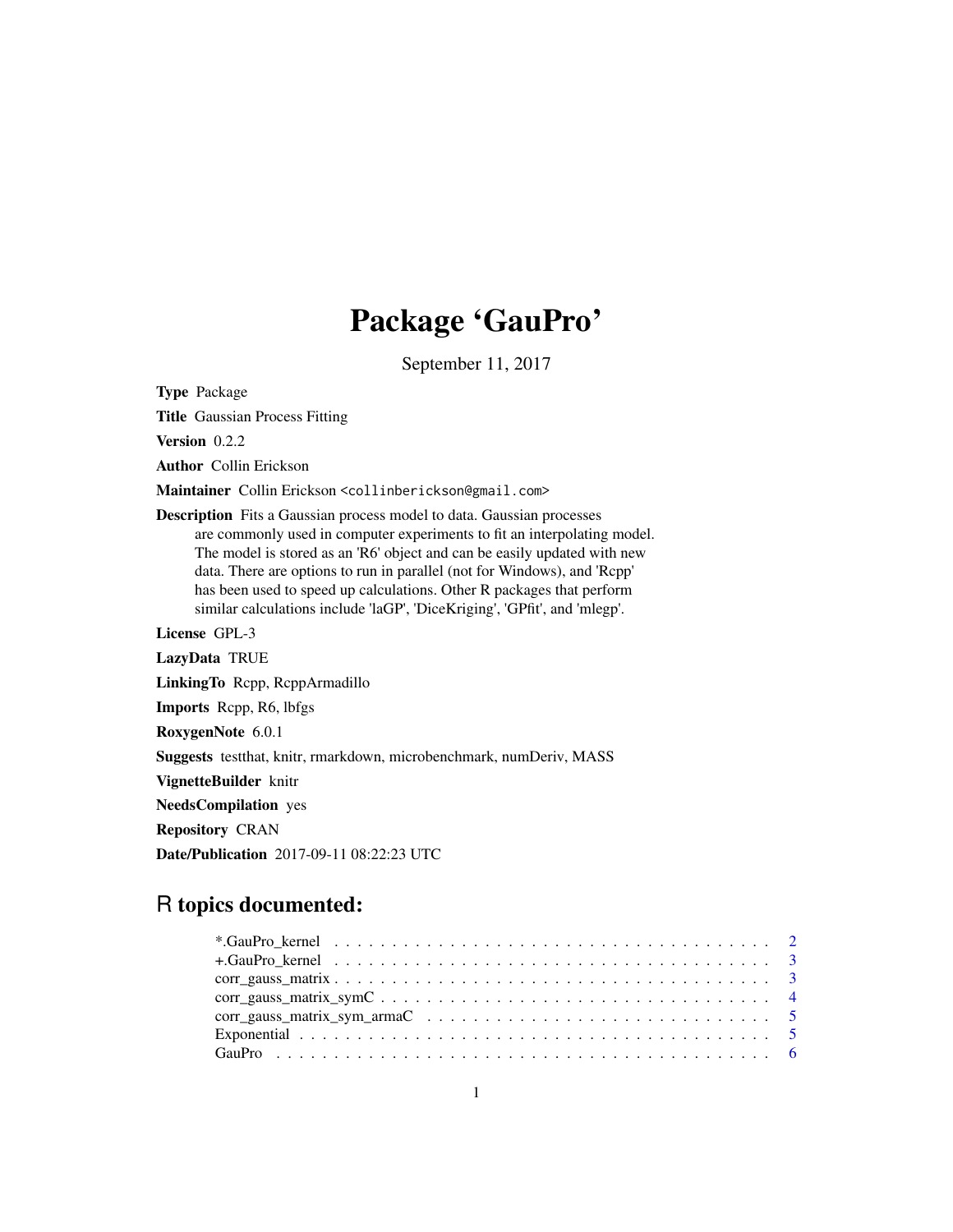# Package 'GauPro'

September 11, 2017

**Type** Package

**Title** Gaussian Process Fitting

**Version** 0.2.2

**Author** Collin Erickson

**Maintainer** Collin Erickson <collinberickson@gmail.com>

**Description** Fits a Gaussian process model to data. Gaussian processes are commonly used in computer experiments to fit an interpolating model. The model is stored as an 'R6' object and can be easily updated with new data. There are options to run in parallel (not for Windows), and 'Rcpp' has been used to speed up calculations. Other R packages that perform similar calculations include 'laGP', 'DiceKriging', 'GPfit', and 'mlegp'.

**License** GPL-3

**LazyData** TRUE

**LinkingTo** Rcpp, RcppArmadillo

**Imports** Rcpp, R6, lbfgs

**RoxygenNote** 6.0.1

**Suggests** testthat, knitr, rmarkdown, microbenchmark, numDeriv, MASS

**VignetteBuilder** knitr

**NeedsCompilation** yes

**Repository** CRAN

**Date/Publication** 2017-09-11 08:22:23 UTC

## R topics documented:

- *.GauPro_kernel . . . . . . . . . . . . . . . . . . . . . . . . . . . . . . . . . . . . . . . 2
- +.GauPro_kernel . . . . . . . . . . . . . . . . . . . . . . . . . . . . . . . . . . . . . . . 3
- corr_gauss_matrix . . . . . . . . . . . . . . . . . . . . . . . . . . . . . . . . . . . . . . 3
- corr_gauss_matrix_symC . . . . . . . . . . . . . . . . . . . . . . . . . . . . . . . . . . 4
- corr_gauss_matrix_sym_armaC . . . . . . . . . . . . . . . . . . . . . . . . . . . . . . 5
- Exponential . . . . . . . . . . . . . . . . . . . . . . . . . . . . . . . . . . . . . . . . . 5
- GauPro . . . . . . . . . . . . . . . . . . . . . . . . . . . . . . . . . . . . . . . . . . . 6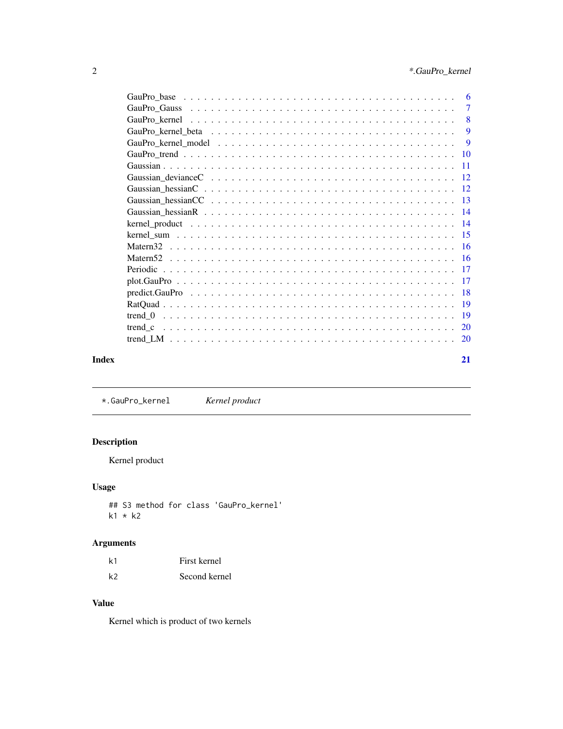GauPro_base . . . . . . . . . . . . . . . . . . . . . . . . . . . . . . . . . . . . 6
GauPro_Gauss . . . . . . . . . . . . . . . . . . . . . . . . . . . . . . . . . . . 7
GauPro_kernel . . . . . . . . . . . . . . . . . . . . . . . . . . . . . . . . . . . 8
GauPro_kernel_beta . . . . . . . . . . . . . . . . . . . . . . . . . . . . . . . . 9
GauPro_kernel_model . . . . . . . . . . . . . . . . . . . . . . . . . . . . . . . 9
GauPro_trend . . . . . . . . . . . . . . . . . . . . . . . . . . . . . . . . . . . 10
Gaussian . . . . . . . . . . . . . . . . . . . . . . . . . . . . . . . . . . . . . 11
Gaussian_devianceC . . . . . . . . . . . . . . . . . . . . . . . . . . . . . . . 12
Gaussian_hessianC . . . . . . . . . . . . . . . . . . . . . . . . . . . . . . . . 12
Gaussian_hessianCC . . . . . . . . . . . . . . . . . . . . . . . . . . . . . . . 13
Gaussian_hessianR . . . . . . . . . . . . . . . . . . . . . . . . . . . . . . . . 14
kernel_product . . . . . . . . . . . . . . . . . . . . . . . . . . . . . . . . . . 14
kernel_sum . . . . . . . . . . . . . . . . . . . . . . . . . . . . . . . . . . . . 15
Matern32 . . . . . . . . . . . . . . . . . . . . . . . . . . . . . . . . . . . . . 16
Matern52 . . . . . . . . . . . . . . . . . . . . . . . . . . . . . . . . . . . . . 16
Periodic . . . . . . . . . . . . . . . . . . . . . . . . . . . . . . . . . . . . . 17
plot.GauPro . . . . . . . . . . . . . . . . . . . . . . . . . . . . . . . . . . . 17
predict.GauPro . . . . . . . . . . . . . . . . . . . . . . . . . . . . . . . . . . 18
RatQuad . . . . . . . . . . . . . . . . . . . . . . . . . . . . . . . . . . . . . 19
trend_0 . . . . . . . . . . . . . . . . . . . . . . . . . . . . . . . . . . . . . 19
trend_c . . . . . . . . . . . . . . . . . . . . . . . . . . . . . . . . . . . . . 20
trend_LM . . . . . . . . . . . . . . . . . . . . . . . . . . . . . . . . . . . . . 20

**Index** **21**

---

`*.GauPro_kernel` *Kernel product*

---

## Description

Kernel product

## Usage

```
## S3 method for class 'GauPro_kernel'
k1 * k2
```

## Arguments

| | |
|---|---|
| `k1` | First kernel |
| `k2` | Second kernel |

## Value

Kernel which is product of two kernels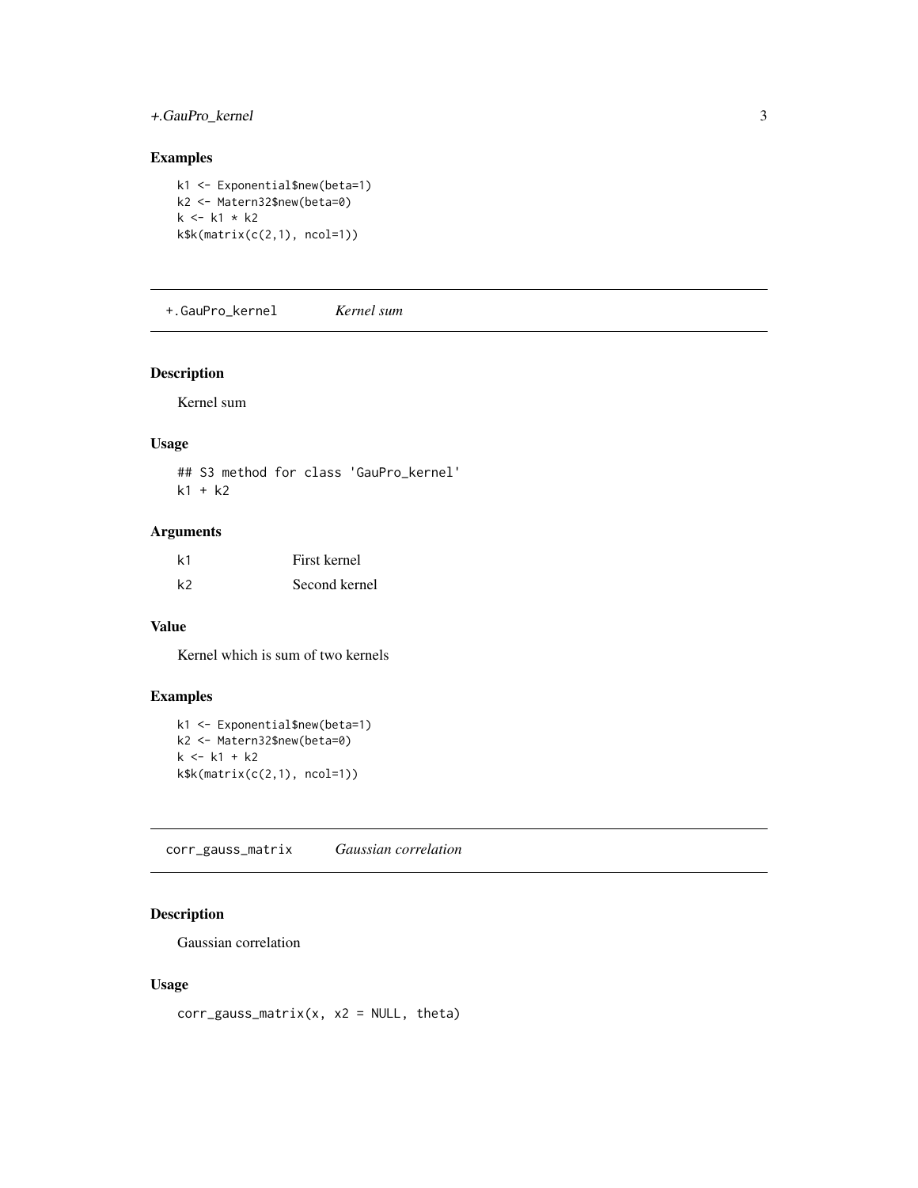## Examples

```
k1 <- Exponential$new(beta=1)
k2 <- Matern32$new(beta=0)
k <- k1 * k2
k$k(matrix(c(2,1), ncol=1))
```

---

# +.GauPro_kernel *Kernel sum*

## Description

Kernel sum

## Usage

```
## S3 method for class 'GauPro_kernel'
k1 + k2
```

## Arguments

| | |
|---|---|
| k1 | First kernel |
| k2 | Second kernel |

## Value

Kernel which is sum of two kernels

## Examples

```
k1 <- Exponential$new(beta=1)
k2 <- Matern32$new(beta=0)
k <- k1 + k2
k$k(matrix(c(2,1), ncol=1))
```

---

# corr_gauss_matrix *Gaussian correlation*

## Description

Gaussian correlation

## Usage

```
corr_gauss_matrix(x, x2 = NULL, theta)
```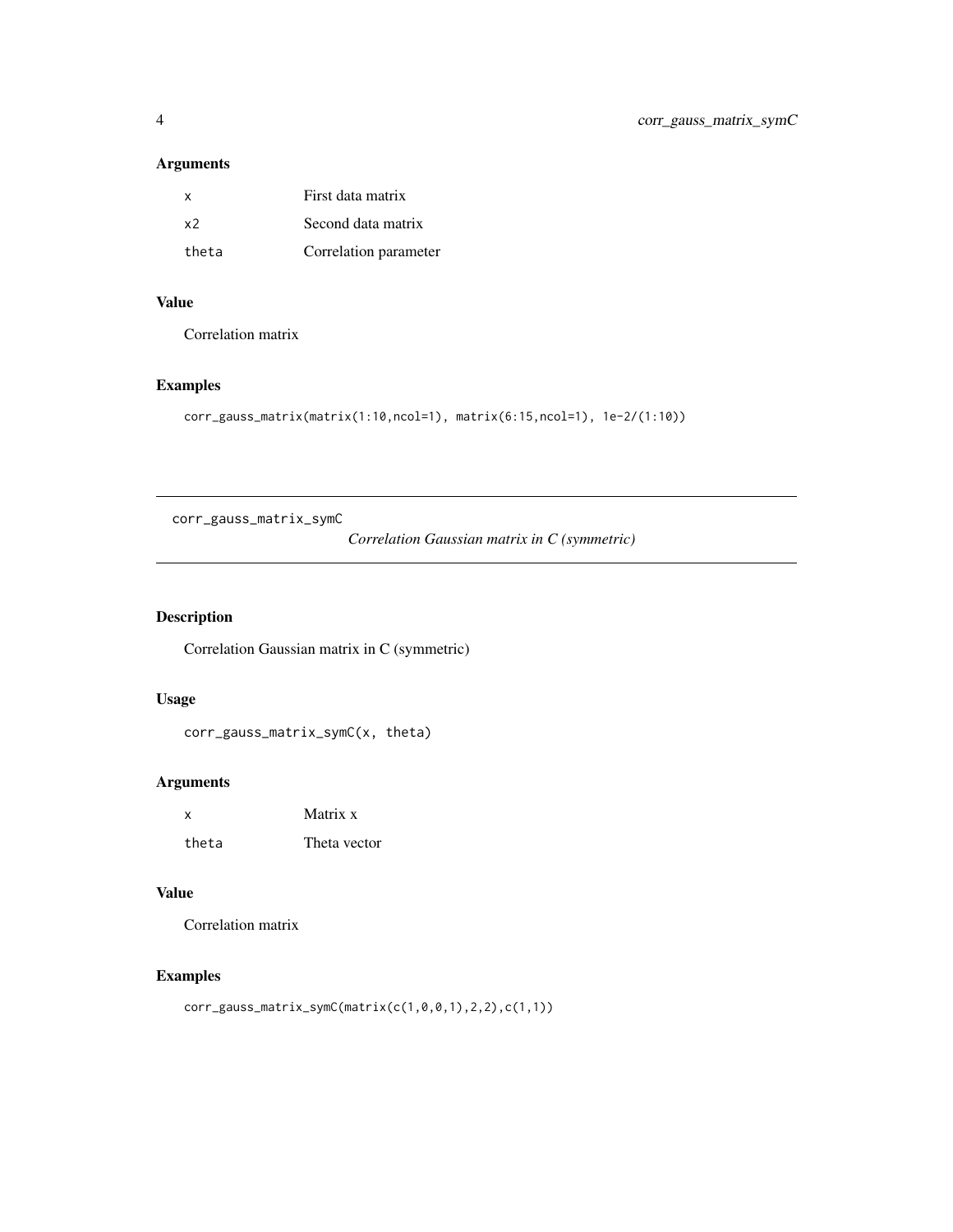## Arguments

| | |
|---|---|
| x | First data matrix |
| x2 | Second data matrix |
| theta | Correlation parameter |

## Value

Correlation matrix

## Examples

```
corr_gauss_matrix(matrix(1:10,ncol=1), matrix(6:15,ncol=1), 1e-2/(1:10))
```

---

# corr_gauss_matrix_symC

*Correlation Gaussian matrix in C (symmetric)*

---

## Description

Correlation Gaussian matrix in C (symmetric)

## Usage

```
corr_gauss_matrix_symC(x, theta)
```

## Arguments

| | |
|---|---|
| x | Matrix x |
| theta | Theta vector |

## Value

Correlation matrix

## Examples

```
corr_gauss_matrix_symC(matrix(c(1,0,0,1),2,2),c(1,1))
```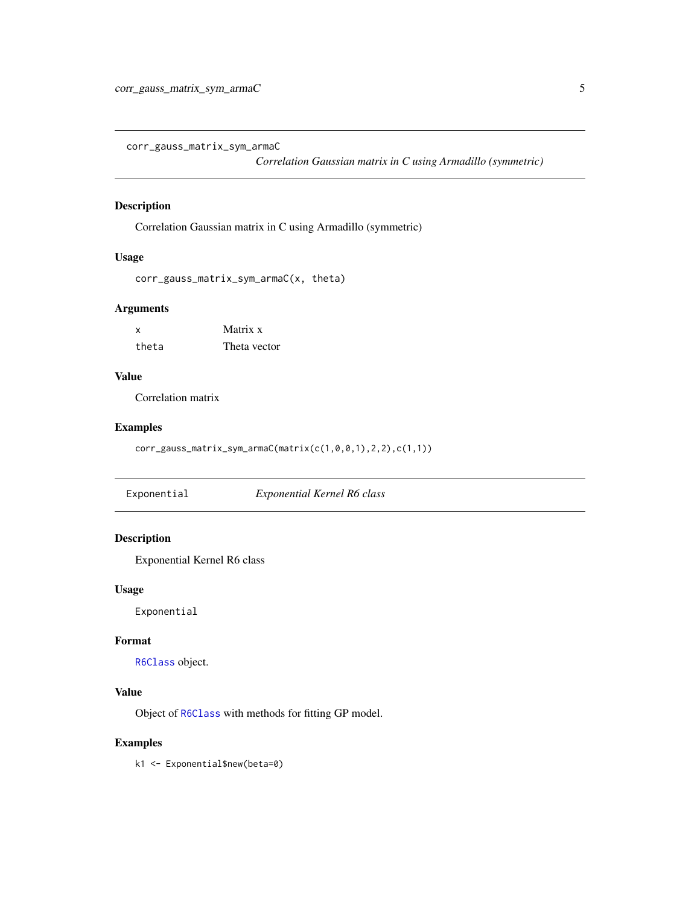## corr_gauss_matrix_sym_armaC

*Correlation Gaussian matrix in C using Armadillo (symmetric)*

### Description

Correlation Gaussian matrix in C using Armadillo (symmetric)

### Usage

```
corr_gauss_matrix_sym_armaC(x, theta)
```

### Arguments

| | |
|---|---|
| x | Matrix x |
| theta | Theta vector |

### Value

Correlation matrix

### Examples

```
corr_gauss_matrix_sym_armaC(matrix(c(1,0,0,1),2,2),c(1,1))
```

## Exponential

*Exponential Kernel R6 class*

### Description

Exponential Kernel R6 class

### Usage

```
Exponential
```

### Format

R6Class object.

### Value

Object of R6Class with methods for fitting GP model.

### Examples

```
k1 <- Exponential$new(beta=0)
```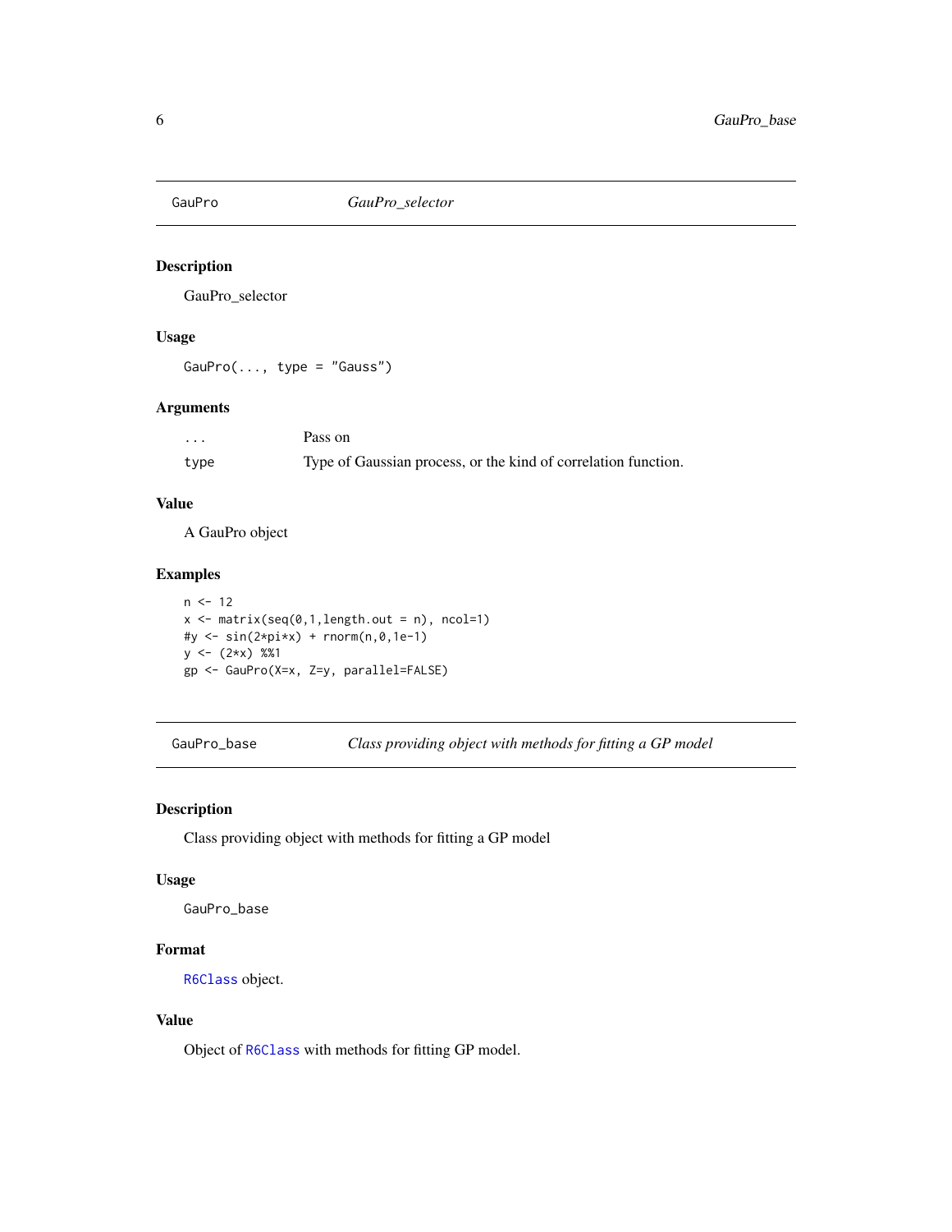## GauPro — *GauPro_selector*

### Description

GauPro_selector

### Usage

```
GauPro(..., type = "Gauss")
```

### Arguments

| | |
|---|---|
| `...` | Pass on |
| `type` | Type of Gaussian process, or the kind of correlation function. |

### Value

A GauPro object

### Examples

```
n <- 12
x <- matrix(seq(0,1,length.out = n), ncol=1)
#y <- sin(2*pi*x) + rnorm(n,0,1e-1)
y <- (2*x) %%1
gp <- GauPro(X=x, Z=y, parallel=FALSE)
```

## GauPro_base — *Class providing object with methods for fitting a GP model*

### Description

Class providing object with methods for fitting a GP model

### Usage

```
GauPro_base
```

### Format

`R6Class` object.

### Value

Object of `R6Class` with methods for fitting GP model.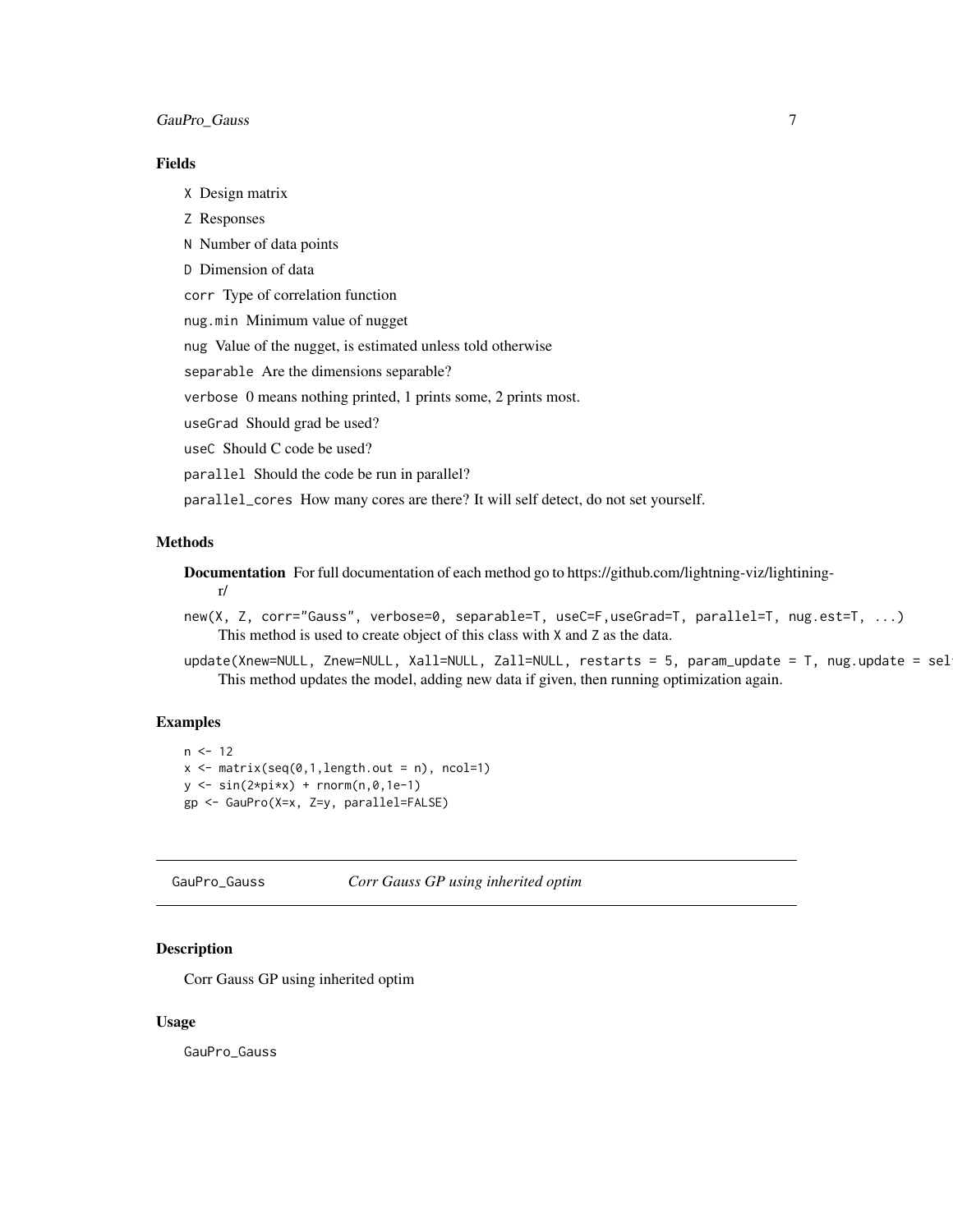### Fields

`X` Design matrix

`Z` Responses

`N` Number of data points

`D` Dimension of data

`corr` Type of correlation function

`nug.min` Minimum value of nugget

`nug` Value of the nugget, is estimated unless told otherwise

`separable` Are the dimensions separable?

`verbose` 0 means nothing printed, 1 prints some, 2 prints most.

`useGrad` Should grad be used?

`useC` Should C code be used?

`parallel` Should the code be run in parallel?

`parallel_cores` How many cores are there? It will self detect, do not set yourself.

### Methods

**Documentation** For full documentation of each method go to https://github.com/lightning-viz/lightining-r/

`new(X, Z, corr="Gauss", verbose=0, separable=T, useC=F,useGrad=T, parallel=T, nug.est=T, ...)`
This method is used to create object of this class with `X` and `Z` as the data.

`update(Xnew=NULL, Znew=NULL, Xall=NULL, Zall=NULL, restarts = 5, param_update = T, nug.update = sel`
This method updates the model, adding new data if given, then running optimization again.

### Examples

```
n <- 12
x <- matrix(seq(0,1,length.out = n), ncol=1)
y <- sin(2*pi*x) + rnorm(n,0,1e-1)
gp <- GauPro(X=x, Z=y, parallel=FALSE)
```

---

## GauPro_Gauss — *Corr Gauss GP using inherited optim*

### Description

Corr Gauss GP using inherited optim

### Usage

```
GauPro_Gauss
```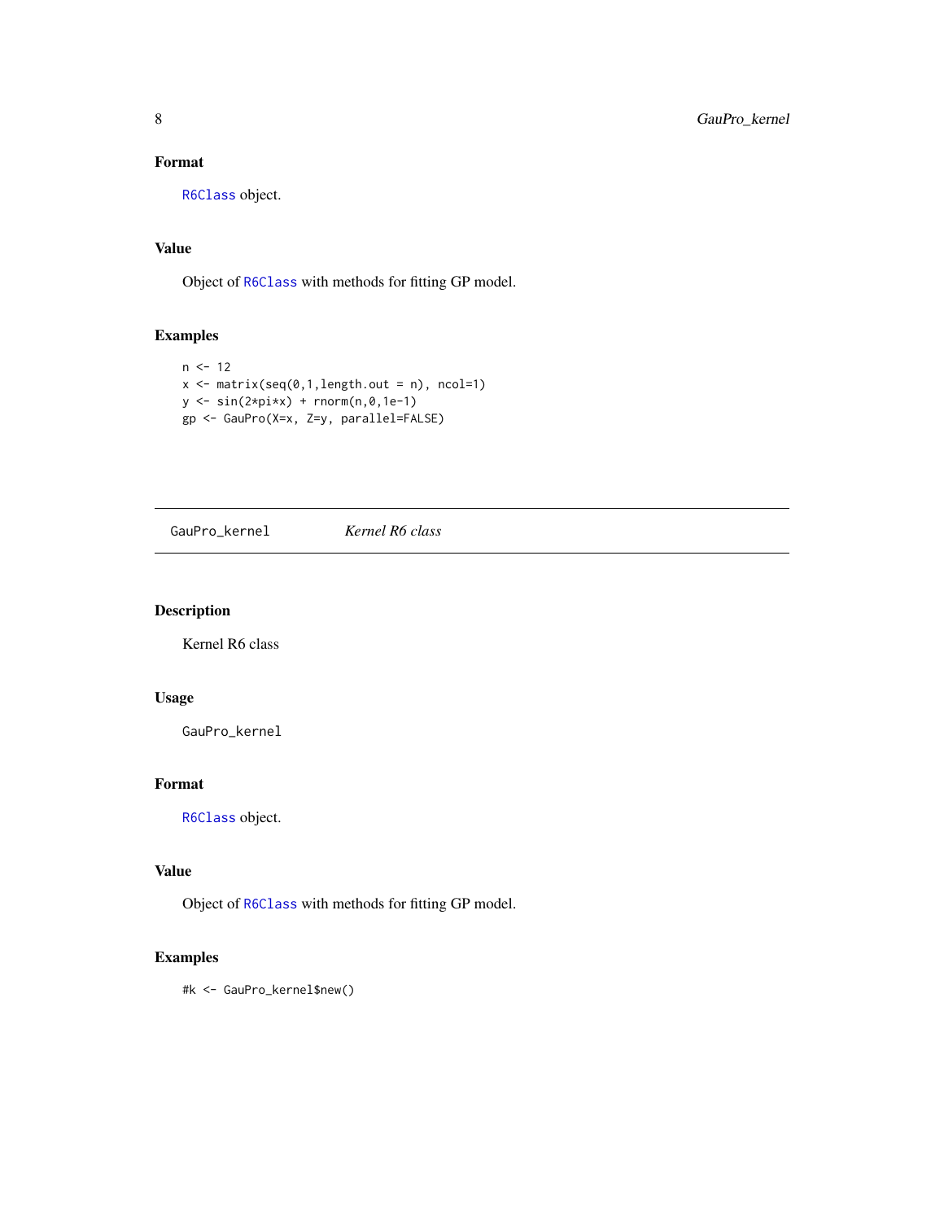### Format

R6Class object.

### Value

Object of R6Class with methods for fitting GP model.

### Examples

```
n <- 12
x <- matrix(seq(0,1,length.out = n), ncol=1)
y <- sin(2*pi*x) + rnorm(n,0,1e-1)
gp <- GauPro(X=x, Z=y, parallel=FALSE)
```

---

## GauPro_kernel *Kernel R6 class*

---

### Description

Kernel R6 class

### Usage

```
GauPro_kernel
```

### Format

R6Class object.

### Value

Object of R6Class with methods for fitting GP model.

### Examples

```
#k <- GauPro_kernel$new()
```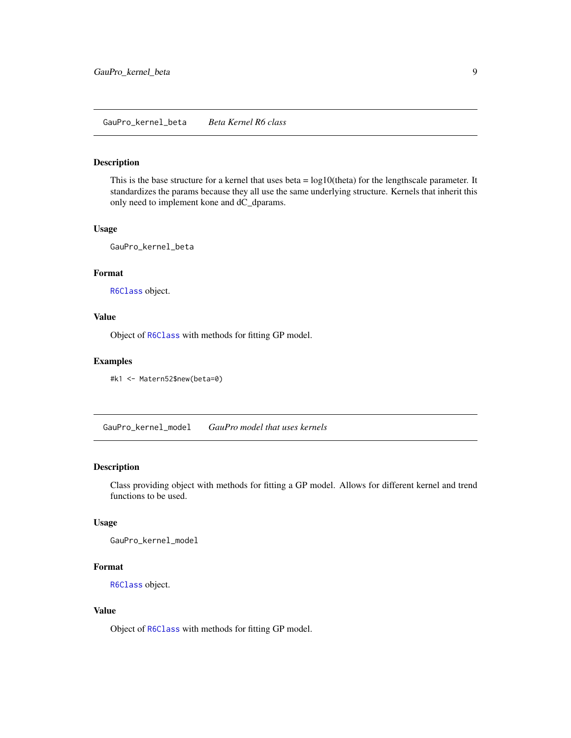## GauPro_kernel_beta — *Beta Kernel R6 class*

### Description

This is the base structure for a kernel that uses beta = log10(theta) for the lengthscale parameter. It standardizes the params because they all use the same underlying structure. Kernels that inherit this only need to implement kone and dC_dparams.

### Usage

```
GauPro_kernel_beta
```

### Format

`R6Class` object.

### Value

Object of `R6Class` with methods for fitting GP model.

### Examples

```
#k1 <- Matern52$new(beta=0)
```

## GauPro_kernel_model — *GauPro model that uses kernels*

### Description

Class providing object with methods for fitting a GP model. Allows for different kernel and trend functions to be used.

### Usage

```
GauPro_kernel_model
```

### Format

`R6Class` object.

### Value

Object of `R6Class` with methods for fitting GP model.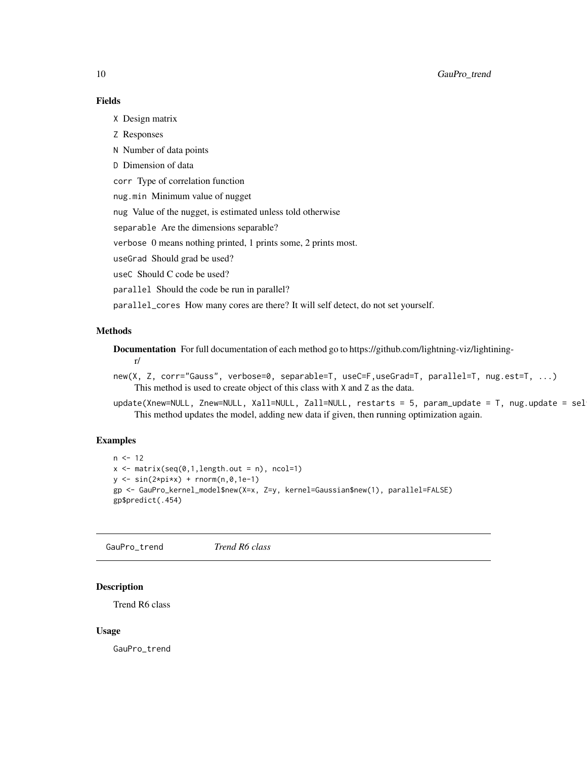### Fields

`X` Design matrix

`Z` Responses

`N` Number of data points

`D` Dimension of data

`corr` Type of correlation function

`nug.min` Minimum value of nugget

`nug` Value of the nugget, is estimated unless told otherwise

`separable` Are the dimensions separable?

`verbose` 0 means nothing printed, 1 prints some, 2 prints most.

`useGrad` Should grad be used?

`useC` Should C code be used?

`parallel` Should the code be run in parallel?

`parallel_cores` How many cores are there? It will self detect, do not set yourself.

### Methods

**Documentation** For full documentation of each method go to https://github.com/lightning-viz/lightining-r/

`new(X, Z, corr="Gauss", verbose=0, separable=T, useC=F,useGrad=T, parallel=T, nug.est=T, ...)`
This method is used to create object of this class with X and Z as the data.

`update(Xnew=NULL, Znew=NULL, Xall=NULL, Zall=NULL, restarts = 5, param_update = T, nug.update = sel`
This method updates the model, adding new data if given, then running optimization again.

### Examples

```
n <- 12
x <- matrix(seq(0,1,length.out = n), ncol=1)
y <- sin(2*pi*x) + rnorm(n,0,1e-1)
gp <- GauPro_kernel_model$new(X=x, Z=y, kernel=Gaussian$new(1), parallel=FALSE)
gp$predict(.454)
```

---

## GauPro_trend *Trend R6 class*

### Description

Trend R6 class

### Usage

```
GauPro_trend
```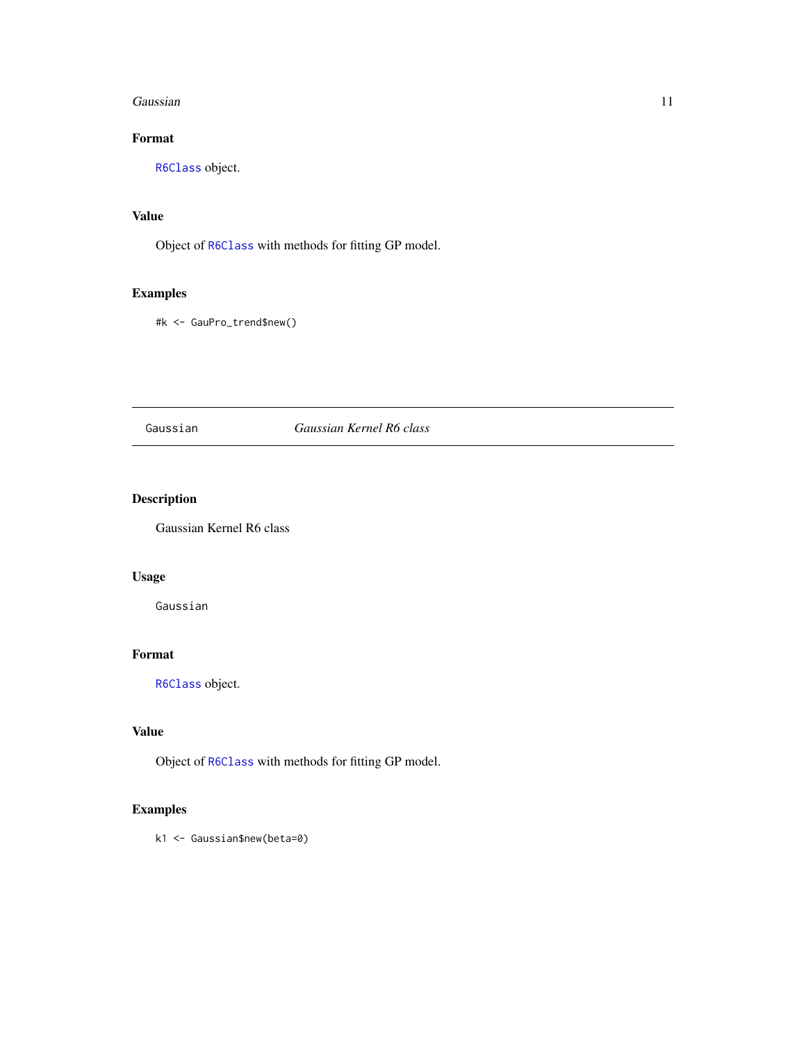## Format

R6Class object.

## Value

Object of R6Class with methods for fitting GP model.

## Examples

```
#k <- GauPro_trend$new()
```

---

# Gaussian — *Gaussian Kernel R6 class*

---

## Description

Gaussian Kernel R6 class

## Usage

```
Gaussian
```

## Format

R6Class object.

## Value

Object of R6Class with methods for fitting GP model.

## Examples

```
k1 <- Gaussian$new(beta=0)
```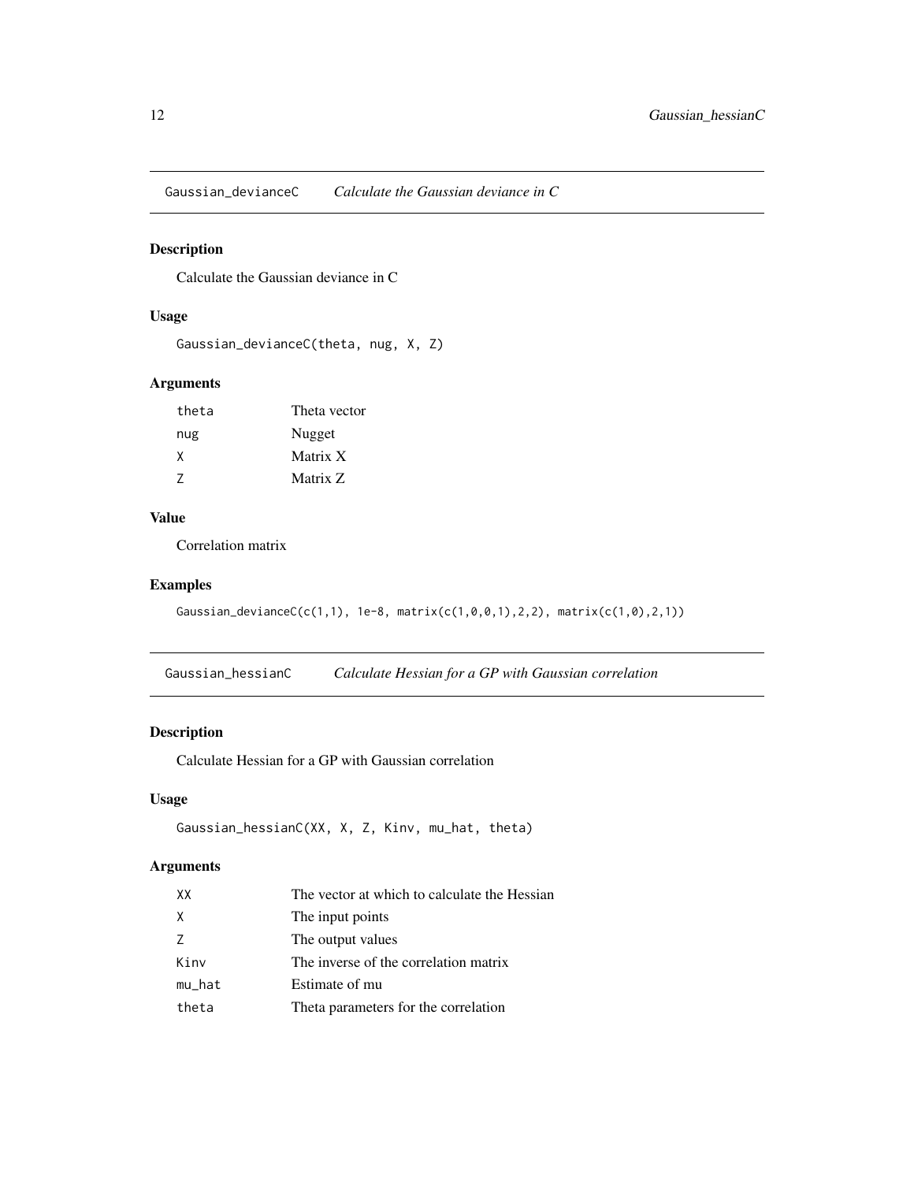## Gaussian_devianceC *Calculate the Gaussian deviance in C*

### Description

Calculate the Gaussian deviance in C

### Usage

```
Gaussian_devianceC(theta, nug, X, Z)
```

### Arguments

| | |
|---|---|
| theta | Theta vector |
| nug | Nugget |
| X | Matrix X |
| Z | Matrix Z |

### Value

Correlation matrix

### Examples

```
Gaussian_devianceC(c(1,1), 1e-8, matrix(c(1,0,0,1),2,2), matrix(c(1,0),2,1))
```

## Gaussian_hessianC *Calculate Hessian for a GP with Gaussian correlation*

### Description

Calculate Hessian for a GP with Gaussian correlation

### Usage

```
Gaussian_hessianC(XX, X, Z, Kinv, mu_hat, theta)
```

### Arguments

| | |
|---|---|
| XX | The vector at which to calculate the Hessian |
| X | The input points |
| Z | The output values |
| Kinv | The inverse of the correlation matrix |
| mu_hat | Estimate of mu |
| theta | Theta parameters for the correlation |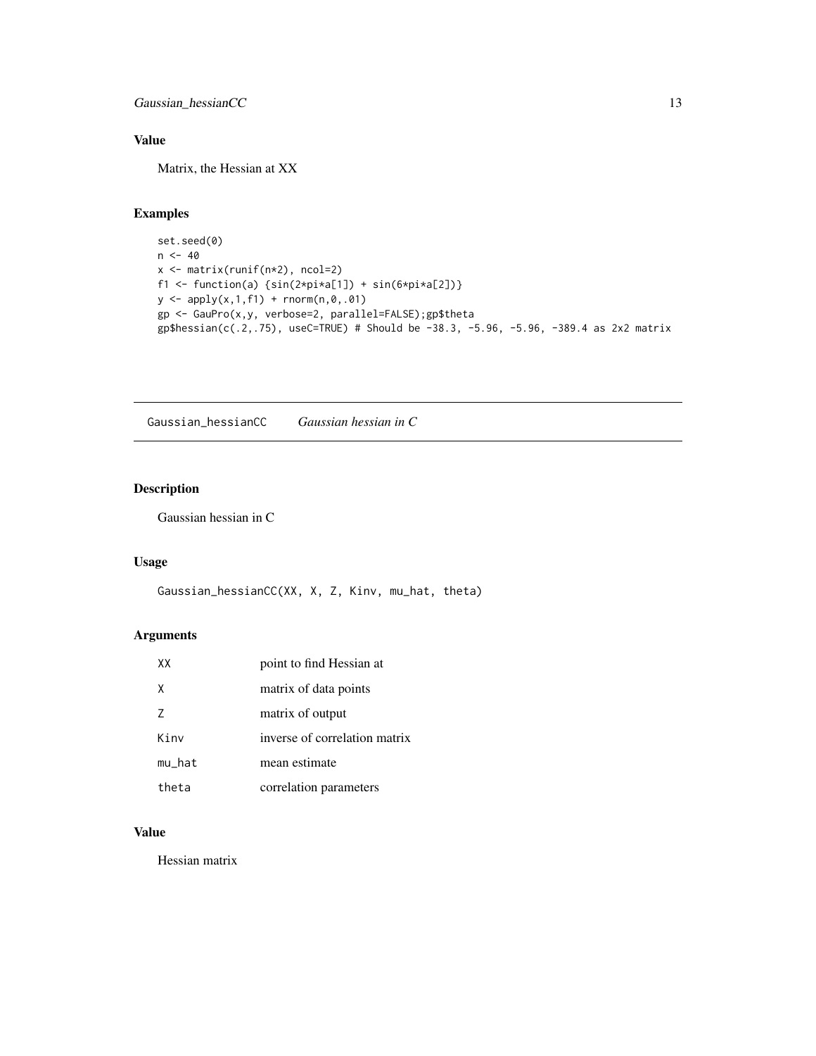## Value

Matrix, the Hessian at XX

## Examples

```
set.seed(0)
n <- 40
x <- matrix(runif(n*2), ncol=2)
f1 <- function(a) {sin(2*pi*a[1]) + sin(6*pi*a[2])}
y <- apply(x,1,f1) + rnorm(n,0,.01)
gp <- GauPro(x,y, verbose=2, parallel=FALSE);gp$theta
gp$hessian(c(.2,.75), useC=TRUE) # Should be -38.3, -5.96, -5.96, -389.4 as 2x2 matrix
```

---

# Gaussian_hessianCC *Gaussian hessian in C*

## Description

Gaussian hessian in C

## Usage

```
Gaussian_hessianCC(XX, X, Z, Kinv, mu_hat, theta)
```

## Arguments

| | |
|---|---|
| XX | point to find Hessian at |
| X | matrix of data points |
| Z | matrix of output |
| Kinv | inverse of correlation matrix |
| mu_hat | mean estimate |
| theta | correlation parameters |

## Value

Hessian matrix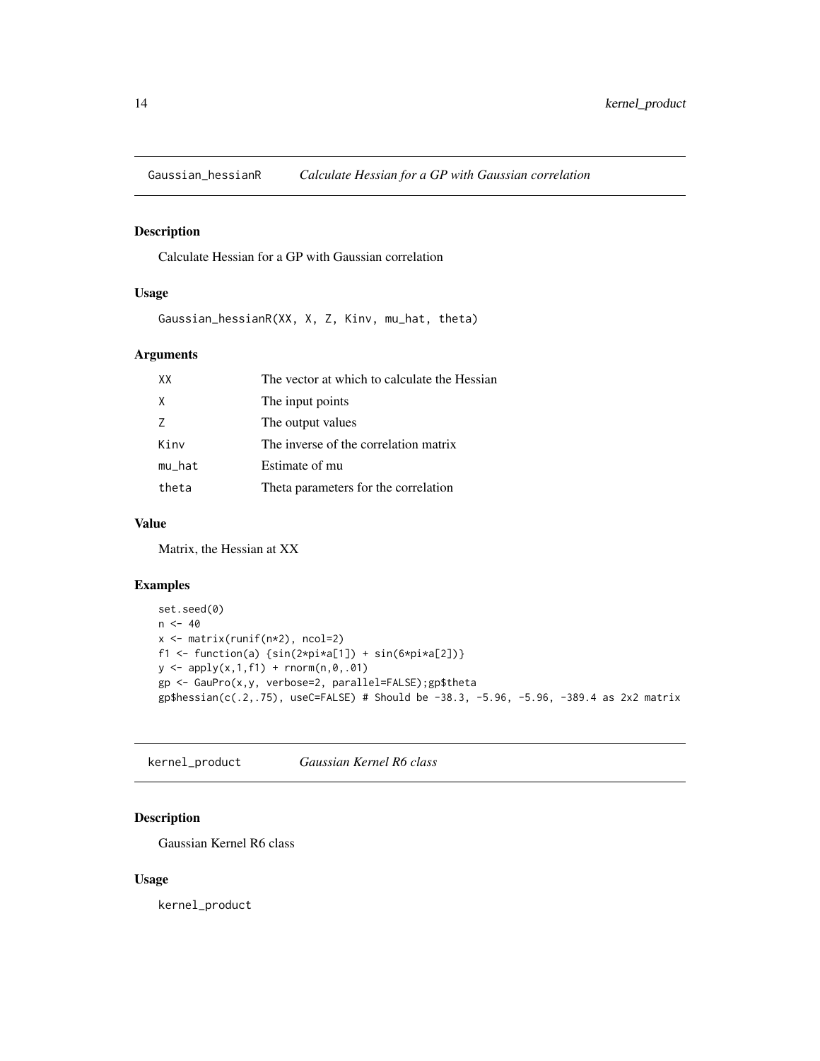## Gaussian_hessianR *Calculate Hessian for a GP with Gaussian correlation*

### Description

Calculate Hessian for a GP with Gaussian correlation

### Usage

```
Gaussian_hessianR(XX, X, Z, Kinv, mu_hat, theta)
```

### Arguments

| | |
|---|---|
| XX | The vector at which to calculate the Hessian |
| X | The input points |
| Z | The output values |
| Kinv | The inverse of the correlation matrix |
| mu_hat | Estimate of mu |
| theta | Theta parameters for the correlation |

### Value

Matrix, the Hessian at XX

### Examples

```
set.seed(0)
n <- 40
x <- matrix(runif(n*2), ncol=2)
f1 <- function(a) {sin(2*pi*a[1]) + sin(6*pi*a[2])}
y <- apply(x,1,f1) + rnorm(n,0,.01)
gp <- GauPro(x,y, verbose=2, parallel=FALSE);gp$theta
gp$hessian(c(.2,.75), useC=FALSE) # Should be -38.3, -5.96, -5.96, -389.4 as 2x2 matrix
```

## kernel_product *Gaussian Kernel R6 class*

### Description

Gaussian Kernel R6 class

### Usage

```
kernel_product
```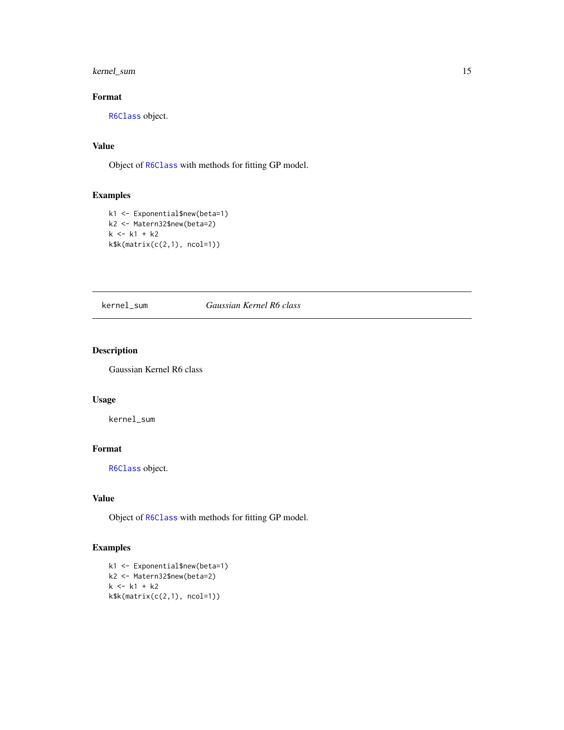## Format

R6Class object.

## Value

Object of R6Class with methods for fitting GP model.

## Examples

```
k1 <- Exponential$new(beta=1)
k2 <- Matern32$new(beta=2)
k <- k1 + k2
k$k(matrix(c(2,1), ncol=1))
```

---

# kernel_sum *Gaussian Kernel R6 class*

## Description

Gaussian Kernel R6 class

## Usage

```
kernel_sum
```

## Format

R6Class object.

## Value

Object of R6Class with methods for fitting GP model.

## Examples

```
k1 <- Exponential$new(beta=1)
k2 <- Matern32$new(beta=2)
k <- k1 + k2
k$k(matrix(c(2,1), ncol=1))
```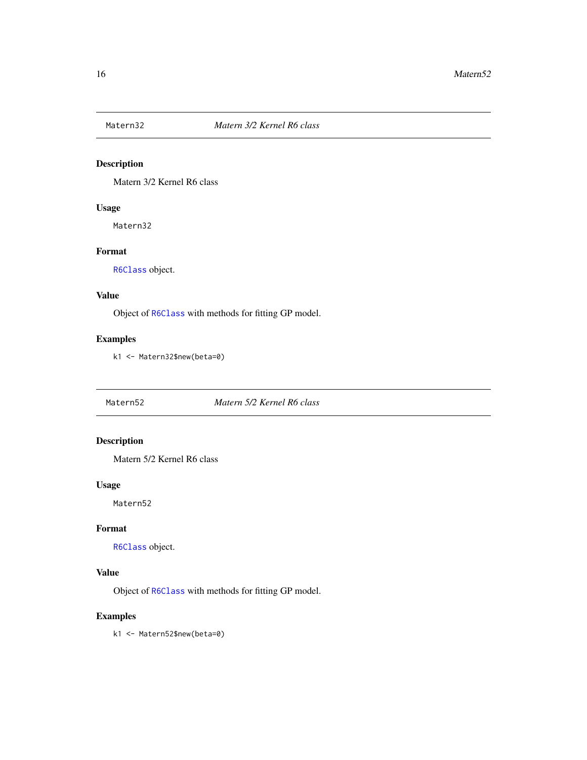## Matern32 — *Matern 3/2 Kernel R6 class*

### Description

Matern 3/2 Kernel R6 class

### Usage

```
Matern32
```

### Format

`R6Class` object.

### Value

Object of `R6Class` with methods for fitting GP model.

### Examples

```
k1 <- Matern32$new(beta=0)
```

## Matern52 — *Matern 5/2 Kernel R6 class*

### Description

Matern 5/2 Kernel R6 class

### Usage

```
Matern52
```

### Format

`R6Class` object.

### Value

Object of `R6Class` with methods for fitting GP model.

### Examples

```
k1 <- Matern52$new(beta=0)
```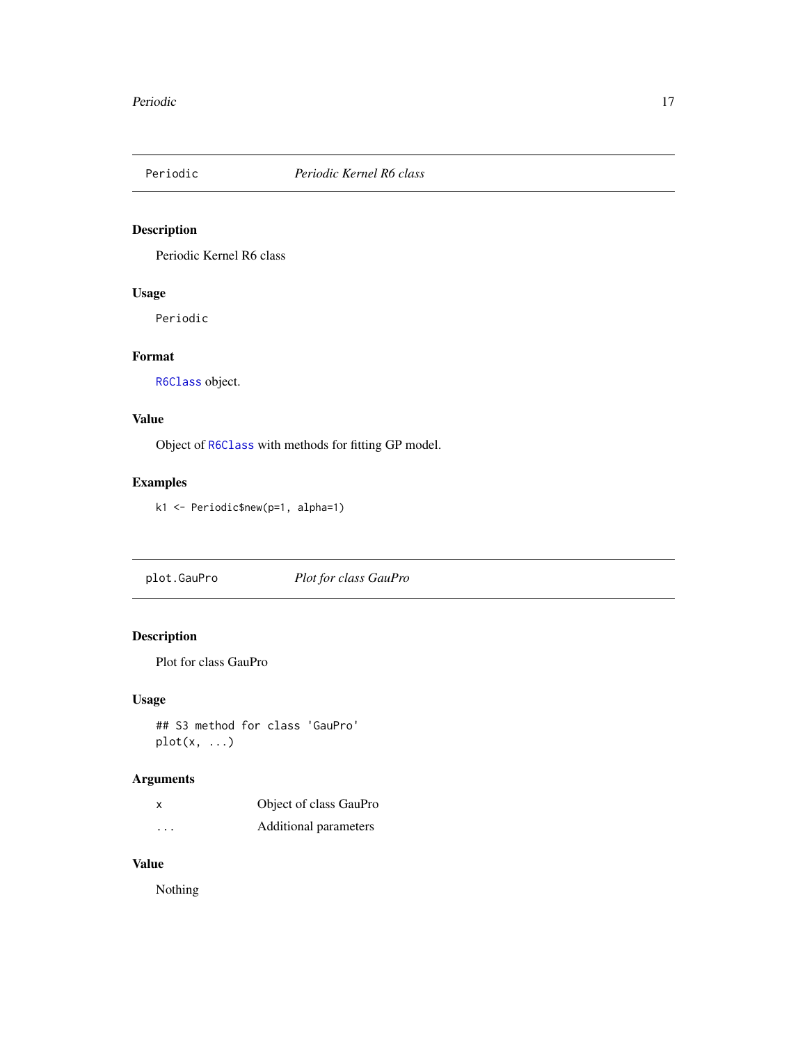## Periodic *Periodic Kernel R6 class*

### Description

Periodic Kernel R6 class

### Usage

```
Periodic
```

### Format

`R6Class` object.

### Value

Object of `R6Class` with methods for fitting GP model.

### Examples

```
k1 <- Periodic$new(p=1, alpha=1)
```

## plot.GauPro *Plot for class GauPro*

### Description

Plot for class GauPro

### Usage

```
## S3 method for class 'GauPro'
plot(x, ...)
```

### Arguments

| | |
|---|---|
| x | Object of class GauPro |
| ... | Additional parameters |

### Value

Nothing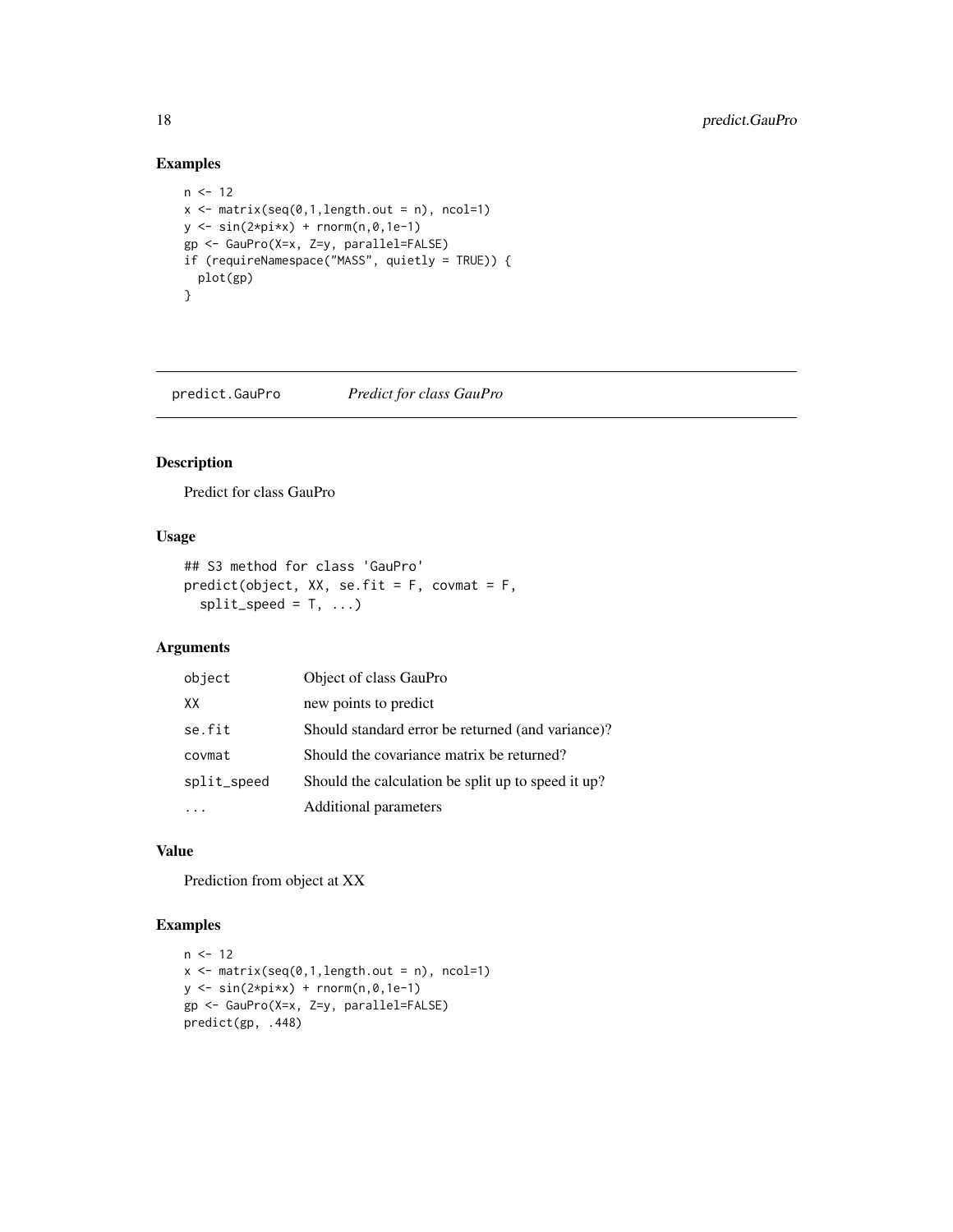## Examples

```
n <- 12
x <- matrix(seq(0,1,length.out = n), ncol=1)
y <- sin(2*pi*x) + rnorm(n,0,1e-1)
gp <- GauPro(X=x, Z=y, parallel=FALSE)
if (requireNamespace("MASS", quietly = TRUE)) {
  plot(gp)
}
```

---

# predict.GauPro *Predict for class GauPro*

## Description

Predict for class GauPro

## Usage

```
## S3 method for class 'GauPro'
predict(object, XX, se.fit = F, covmat = F,
  split_speed = T, ...)
```

## Arguments

| | |
|---|---|
| object | Object of class GauPro |
| XX | new points to predict |
| se.fit | Should standard error be returned (and variance)? |
| covmat | Should the covariance matrix be returned? |
| split_speed | Should the calculation be split up to speed it up? |
| ... | Additional parameters |

## Value

Prediction from object at XX

## Examples

```
n <- 12
x <- matrix(seq(0,1,length.out = n), ncol=1)
y <- sin(2*pi*x) + rnorm(n,0,1e-1)
gp <- GauPro(X=x, Z=y, parallel=FALSE)
predict(gp, .448)
```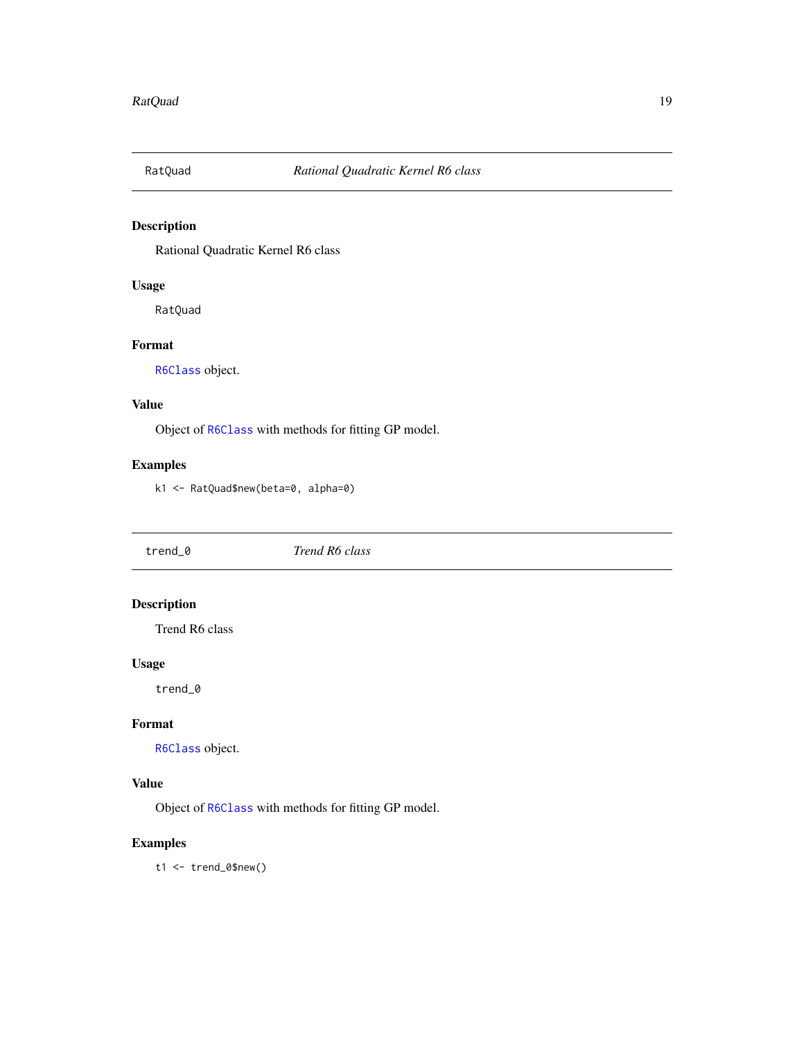## RatQuad *Rational Quadratic Kernel R6 class*

### Description

Rational Quadratic Kernel R6 class

### Usage

```
RatQuad
```

### Format

R6Class object.

### Value

Object of R6Class with methods for fitting GP model.

### Examples

```
k1 <- RatQuad$new(beta=0, alpha=0)
```

## trend_0 *Trend R6 class*

### Description

Trend R6 class

### Usage

```
trend_0
```

### Format

R6Class object.

### Value

Object of R6Class with methods for fitting GP model.

### Examples

```
t1 <- trend_0$new()
```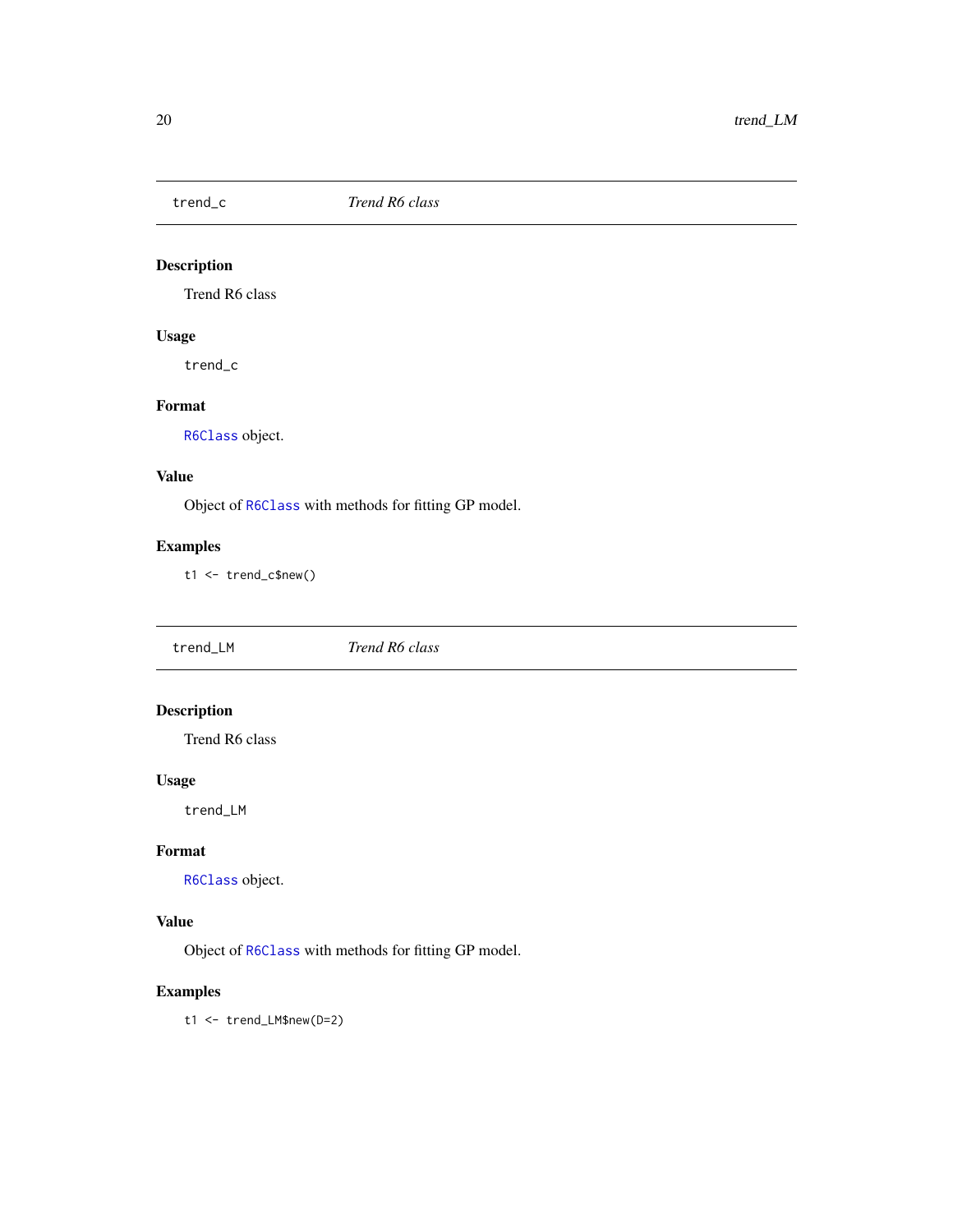## trend_c *Trend R6 class*

### Description

Trend R6 class

### Usage

```
trend_c
```

### Format

R6Class object.

### Value

Object of R6Class with methods for fitting GP model.

### Examples

```
t1 <- trend_c$new()
```

## trend_LM *Trend R6 class*

### Description

Trend R6 class

### Usage

```
trend_LM
```

### Format

R6Class object.

### Value

Object of R6Class with methods for fitting GP model.

### Examples

```
t1 <- trend_LM$new(D=2)
```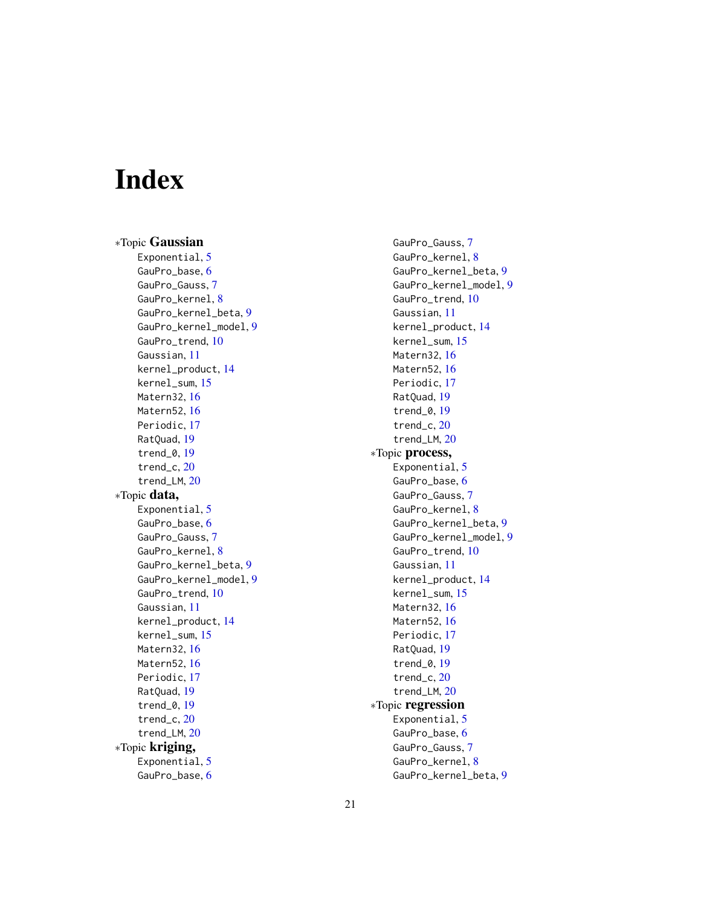# Index

∗Topic **Gaussian**

- Exponential, 5
- GauPro_base, 6
- GauPro_Gauss, 7
- GauPro_kernel, 8
- GauPro_kernel_beta, 9
- GauPro_kernel_model, 9
- GauPro_trend, 10
- Gaussian, 11
- kernel_product, 14
- kernel_sum, 15
- Matern32, 16
- Matern52, 16
- Periodic, 17
- RatQuad, 19
- trend_0, 19
- trend_c, 20
- trend_LM, 20

∗Topic **data,**

- Exponential, 5
- GauPro_base, 6
- GauPro_Gauss, 7
- GauPro_kernel, 8
- GauPro_kernel_beta, 9
- GauPro_kernel_model, 9
- GauPro_trend, 10
- Gaussian, 11
- kernel_product, 14
- kernel_sum, 15
- Matern32, 16
- Matern52, 16
- Periodic, 17
- RatQuad, 19
- trend_0, 19
- trend_c, 20
- trend_LM, 20

∗Topic **kriging,**

- Exponential, 5
- GauPro_base, 6
- GauPro_Gauss, 7
- GauPro_kernel, 8
- GauPro_kernel_beta, 9
- GauPro_kernel_model, 9
- GauPro_trend, 10
- Gaussian, 11
- kernel_product, 14
- kernel_sum, 15
- Matern32, 16
- Matern52, 16
- Periodic, 17
- RatQuad, 19
- trend_0, 19
- trend_c, 20
- trend_LM, 20

∗Topic **process,**

- Exponential, 5
- GauPro_base, 6
- GauPro_Gauss, 7
- GauPro_kernel, 8
- GauPro_kernel_beta, 9
- GauPro_kernel_model, 9
- GauPro_trend, 10
- Gaussian, 11
- kernel_product, 14
- kernel_sum, 15
- Matern32, 16
- Matern52, 16
- Periodic, 17
- RatQuad, 19
- trend_0, 19
- trend_c, 20
- trend_LM, 20

∗Topic **regression**

- Exponential, 5
- GauPro_base, 6
- GauPro_Gauss, 7
- GauPro_kernel, 8
- GauPro_kernel_beta, 9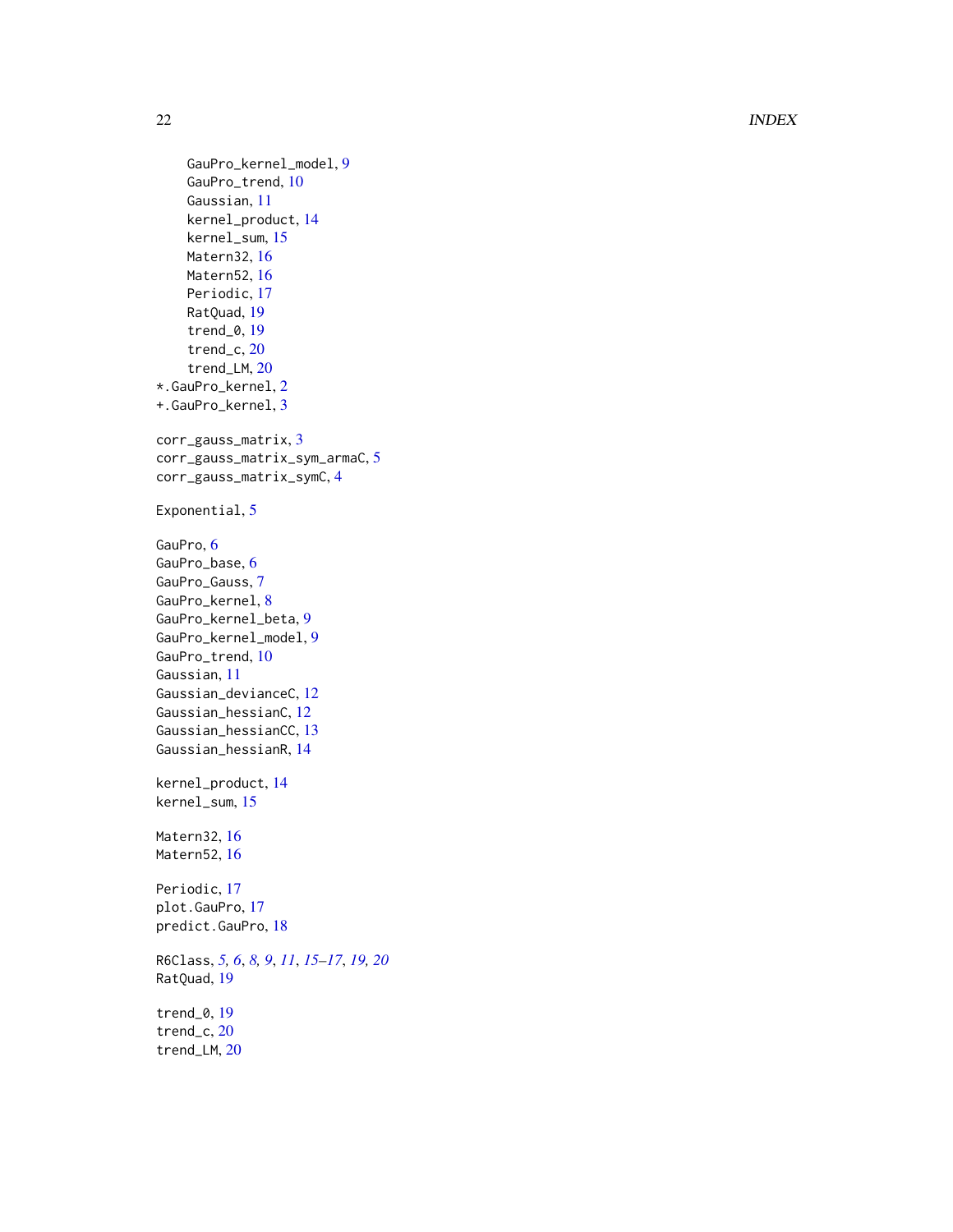GauPro_kernel_model, 9
    GauPro_trend, 10
    Gaussian, 11
    kernel_product, 14
    kernel_sum, 15
    Matern32, 16
    Matern52, 16
    Periodic, 17
    RatQuad, 19
    trend_0, 19
    trend_c, 20
    trend_LM, 20

*.GauPro_kernel, 2
+.GauPro_kernel, 3

corr_gauss_matrix, 3
corr_gauss_matrix_sym_armaC, 5
corr_gauss_matrix_symC, 4

Exponential, 5

GauPro, 6
GauPro_base, 6
GauPro_Gauss, 7
GauPro_kernel, 8
GauPro_kernel_beta, 9
GauPro_kernel_model, 9
GauPro_trend, 10
Gaussian, 11
Gaussian_devianceC, 12
Gaussian_hessianC, 12
Gaussian_hessianCC, 13
Gaussian_hessianR, 14

kernel_product, 14
kernel_sum, 15

Matern32, 16
Matern52, 16

Periodic, 17
plot.GauPro, 17
predict.GauPro, 18

R6Class, *5, 6*, *8, 9*, *11*, *15–17*, *19, 20*
RatQuad, 19

trend_0, 19
trend_c, 20
trend_LM, 20